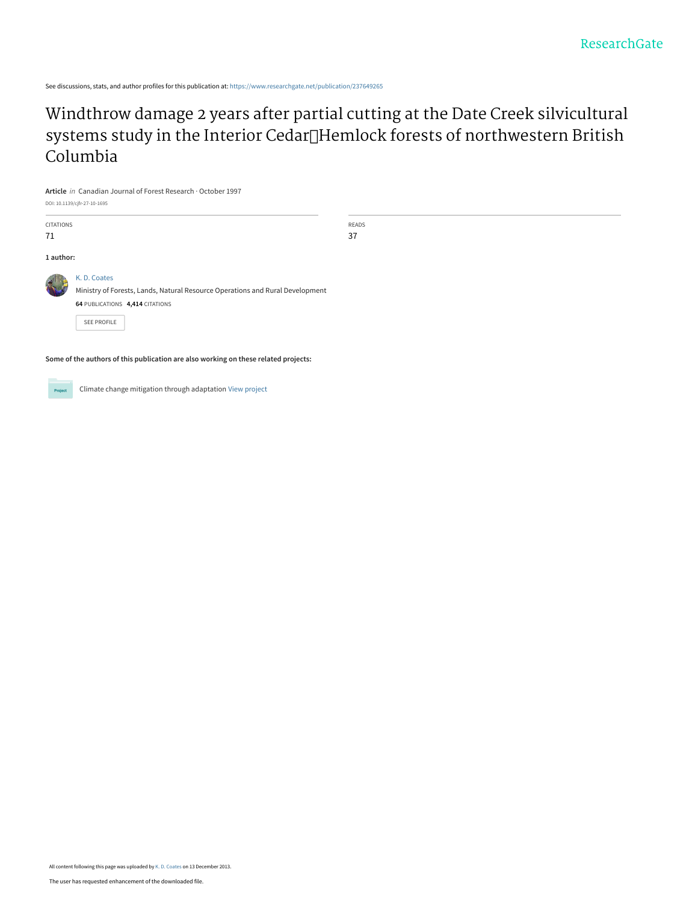ResearchGate

See discussions, stats, and author profiles for this publication at: https://www.researchgate.net/publication/237649265

# Windthrow damage 2 years after partial cutting at the Date Creek silvicultural systems study in the Interior Cedar Hemlock forests of northwestern British Columbia

**Article** *in* Canadian Journal of Forest Research · October 1997

DOI: 10.1139/cjfr-27-10-1695

| CITATIONS | READS |
|---|---|
| 71 | 37 |

**1 author:**

K. D. Coates
Ministry of Forests, Lands, Natural Resource Operations and Rural Development
**64** PUBLICATIONS **4,414** CITATIONS

SEE PROFILE

**Some of the authors of this publication are also working on these related projects:**

Climate change mitigation through adaptation View project

All content following this page was uploaded by K. D. Coates on 13 December 2013.

The user has requested enhancement of the downloaded file.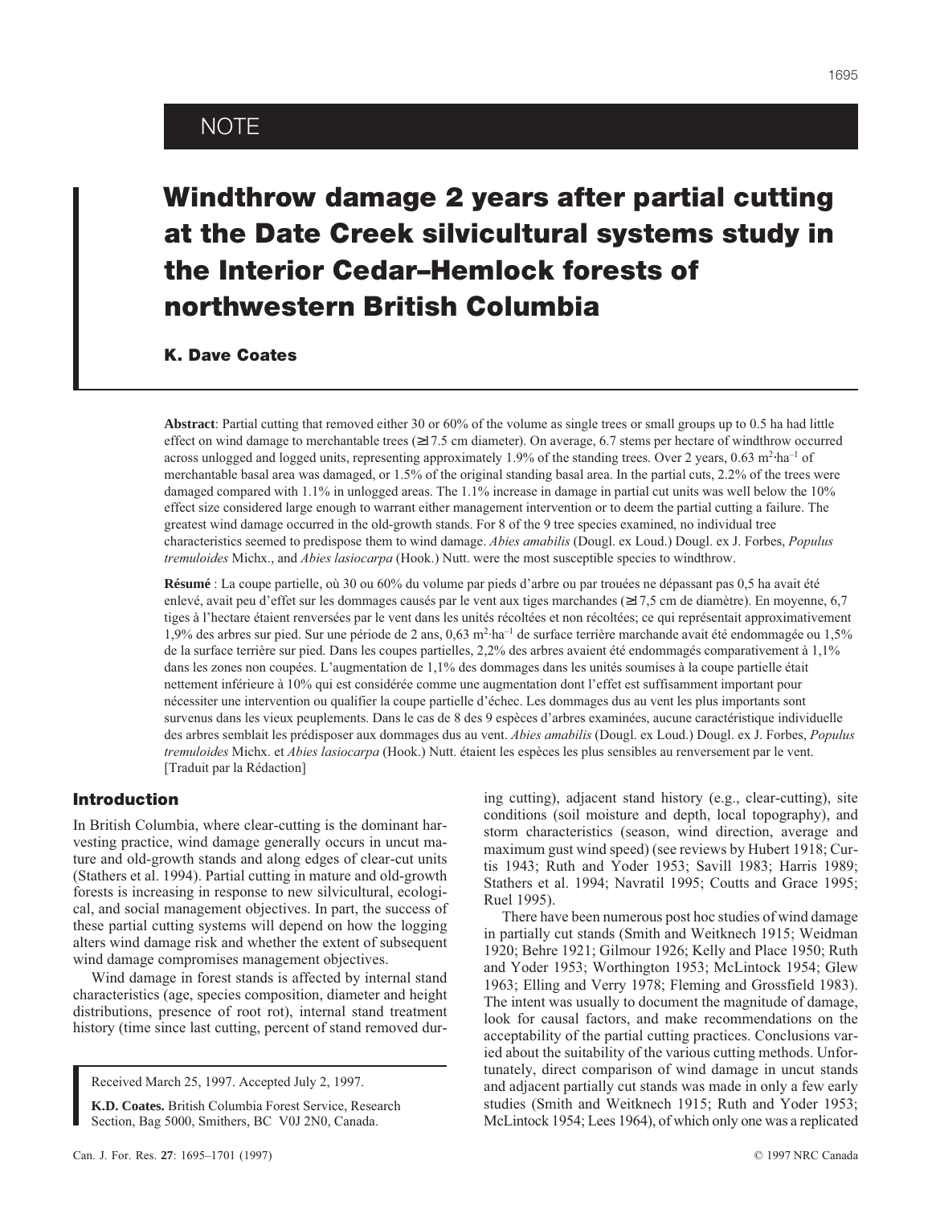# NOTE

# Windthrow damage 2 years after partial cutting at the Date Creek silvicultural systems study in the Interior Cedar–Hemlock forests of northwestern British Columbia

**K. Dave Coates**

**Abstract**: Partial cutting that removed either 30 or 60% of the volume as single trees or small groups up to 0.5 ha had little effect on wind damage to merchantable trees (≥17.5 cm diameter). On average, 6.7 stems per hectare of windthrow occurred across unlogged and logged units, representing approximately 1.9% of the standing trees. Over 2 years, 0.63 $m^2 \cdot ha^{-1}$ of merchantable basal area was damaged, or 1.5% of the original standing basal area. In the partial cuts, 2.2% of the trees were damaged compared with 1.1% in unlogged areas. The 1.1% increase in damage in partial cut units was well below the 10% effect size considered large enough to warrant either management intervention or to deem the partial cutting a failure. The greatest wind damage occurred in the old-growth stands. For 8 of the 9 tree species examined, no individual tree characteristics seemed to predispose them to wind damage. *Abies amabilis* (Dougl. ex Loud.) Dougl. ex J. Forbes, *Populus tremuloides* Michx., and *Abies lasiocarpa* (Hook.) Nutt. were the most susceptible species to windthrow.

**Résumé** : La coupe partielle, où 30 ou 60% du volume par pieds d'arbre ou par trouées ne dépassant pas 0,5 ha avait été enlevé, avait peu d'effet sur les dommages causés par le vent aux tiges marchandes (≥17,5 cm de diamètre). En moyenne, 6,7 tiges à l'hectare étaient renversées par le vent dans les unités récoltées et non récoltées; ce qui représentait approximativement 1,9% des arbres sur pied. Sur une période de 2 ans, 0,63 $m^2 \cdot ha^{-1}$ de surface terrière marchande avait été endommagée ou 1,5% de la surface terrière sur pied. Dans les coupes partielles, 2,2% des arbres avaient été endommagés comparativement à 1,1% dans les zones non coupées. L'augmentation de 1,1% des dommages dans les unités soumises à la coupe partielle était nettement inférieure à 10% qui est considérée comme une augmentation dont l'effet est suffisamment important pour nécessiter une intervention ou qualifier la coupe partielle d'échec. Les dommages dus au vent les plus importants sont survenus dans les vieux peuplements. Dans le cas de 8 des 9 espèces d'arbres examinées, aucune caractéristique individuelle des arbres semblait les prédisposer aux dommages dus au vent. *Abies amabilis* (Dougl. ex Loud.) Dougl. ex J. Forbes, *Populus tremuloides* Michx. et *Abies lasiocarpa* (Hook.) Nutt. étaient les espèces les plus sensibles au renversement par le vent. [Traduit par la Rédaction]

## Introduction

In British Columbia, where clear-cutting is the dominant harvesting practice, wind damage generally occurs in uncut mature and old-growth stands and along edges of clear-cut units (Stathers et al. 1994). Partial cutting in mature and old-growth forests is increasing in response to new silvicultural, ecological, and social management objectives. In part, the success of these partial cutting systems will depend on how the logging alters wind damage risk and whether the extent of subsequent wind damage compromises management objectives.

Wind damage in forest stands is affected by internal stand characteristics (age, species composition, diameter and height distributions, presence of root rot), internal stand treatment history (time since last cutting, percent of stand removed during cutting), adjacent stand history (e.g., clear-cutting), site conditions (soil moisture and depth, local topography), and storm characteristics (season, wind direction, average and maximum gust wind speed) (see reviews by Hubert 1918; Curtis 1943; Ruth and Yoder 1953; Savill 1983; Harris 1989; Stathers et al. 1994; Navratil 1995; Coutts and Grace 1995; Ruel 1995).

There have been numerous post hoc studies of wind damage in partially cut stands (Smith and Weitknech 1915; Weidman 1920; Behre 1921; Gilmour 1926; Kelly and Place 1950; Ruth and Yoder 1953; Worthington 1953; McLintock 1954; Glew 1963; Elling and Verry 1978; Fleming and Grossfield 1983). The intent was usually to document the magnitude of damage, look for causal factors, and make recommendations on the acceptability of the partial cutting practices. Conclusions varied about the suitability of the various cutting methods. Unfortunately, direct comparison of wind damage in uncut stands and adjacent partially cut stands was made in only a few early studies (Smith and Weitknech 1915; Ruth and Yoder 1953; McLintock 1954; Lees 1964), of which only one was a replicated

Received March 25, 1997. Accepted July 2, 1997.

**K.D. Coates.** British Columbia Forest Service, Research Section, Bag 5000, Smithers, BC V0J 2N0, Canada.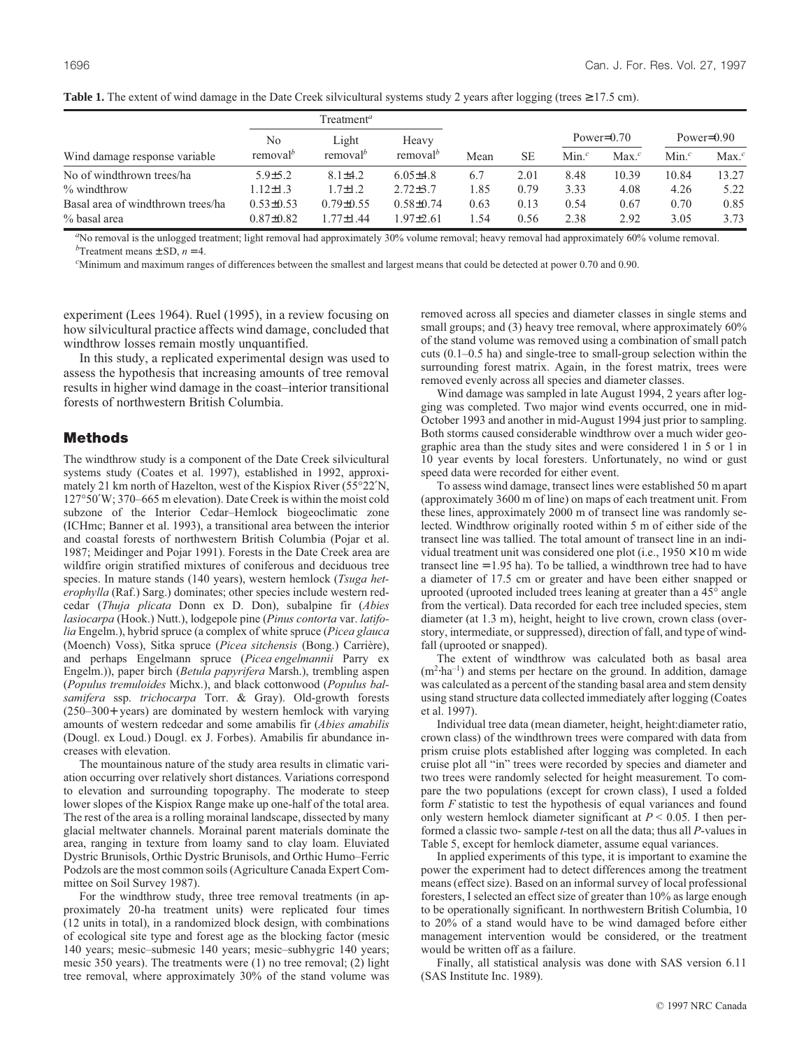**Table 1.** The extent of wind damage in the Date Creek silvicultural systems study 2 years after logging (trees ≥ 17.5 cm).

| | Treatment[a] | | | | | Power=0.70 | | Power=0.90 | |
|---|---|---|---|---|---|---|---|---|---|
| Wind damage response variable | No removal[b] | Light removal[b] | Heavy removal[b] | Mean | SE | Min.[c] | Max.[c] | Min.[c] | Max.[c] |
| No of windthrown trees/ha | 5.9±5.2 | 8.1±4.2 | 6.05±4.8 | 6.7 | 2.01 | 8.48 | 10.39 | 10.84 | 13.27 |
| % windthrow | 1.12±1.3 | 1.7±1.2 | 2.72±3.7 | 1.85 | 0.79 | 3.33 | 4.08 | 4.26 | 5.22 |
| Basal area of windthrown trees/ha | 0.53±0.53 | 0.79±0.55 | 0.58±0.74 | 0.63 | 0.13 | 0.54 | 0.67 | 0.70 | 0.85 |
| % basal area | 0.87±0.82 | 1.77±1.44 | 1.97±2.61 | 1.54 | 0.56 | 2.38 | 2.92 | 3.05 | 3.73 |

[a]No removal is the unlogged treatment; light removal had approximately 30% volume removal; heavy removal had approximately 60% volume removal.

[b]Treatment means ± SD, $n = 4$.

[c]Minimum and maximum ranges of differences between the smallest and largest means that could be detected at power 0.70 and 0.90.

experiment (Lees 1964). Ruel (1995), in a review focusing on how silvicultural practice affects wind damage, concluded that windthrow losses remain mostly unquantified.

In this study, a replicated experimental design was used to assess the hypothesis that increasing amounts of tree removal results in higher wind damage in the coast–interior transitional forests of northwestern British Columbia.

## Methods

The windthrow study is a component of the Date Creek silvicultural systems study (Coates et al. 1997), established in 1992, approximately 21 km north of Hazelton, west of the Kispiox River (55°22′N, 127°50′W; 370–665 m elevation). Date Creek is within the moist cold subzone of the Interior Cedar–Hemlock biogeoclimatic zone (ICHmc; Banner et al. 1993), a transitional area between the interior and coastal forests of northwestern British Columbia (Pojar et al. 1987; Meidinger and Pojar 1991). Forests in the Date Creek area are wildfire origin stratified mixtures of coniferous and deciduous tree species. In mature stands (140 years), western hemlock (*Tsuga heterophylla* (Raf.) Sarg.) dominates; other species include western redcedar (*Thuja plicata* Donn ex D. Don), subalpine fir (*Abies lasiocarpa* (Hook.) Nutt.), lodgepole pine (*Pinus contorta* var. *latifolia* Engelm.), hybrid spruce (a complex of white spruce (*Picea glauca* (Moench) Voss), Sitka spruce (*Picea sitchensis* (Bong.) Carrière), and perhaps Engelmann spruce (*Picea engelmannii* Parry ex Engelm.)), paper birch (*Betula papyrifera* Marsh.), trembling aspen (*Populus tremuloides* Michx.), and black cottonwood (*Populus balsamifera* ssp. *trichocarpa* Torr. & Gray). Old-growth forests (250–300+ years) are dominated by western hemlock with varying amounts of western redcedar and some amabilis fir (*Abies amabilis* (Dougl. ex Loud.) Dougl. ex J. Forbes). Amabilis fir abundance increases with elevation.

The mountainous nature of the study area results in climatic variation occurring over relatively short distances. Variations correspond to elevation and surrounding topography. The moderate to steep lower slopes of the Kispiox Range make up one-half of the total area. The rest of the area is a rolling morainal landscape, dissected by many glacial meltwater channels. Morainal parent materials dominate the area, ranging in texture from loamy sand to clay loam. Eluviated Dystric Brunisols, Orthic Dystric Brunisols, and Orthic Humo–Ferric Podzols are the most common soils (Agriculture Canada Expert Committee on Soil Survey 1987).

For the windthrow study, three tree removal treatments (in approximately 20-ha treatment units) were replicated four times (12 units in total), in a randomized block design, with combinations of ecological site type and forest age as the blocking factor (mesic 140 years; mesic–submesic 140 years; mesic–subhygric 140 years; mesic 350 years). The treatments were (1) no tree removal; (2) light tree removal, where approximately 30% of the stand volume was removed across all species and diameter classes in single stems and small groups; and (3) heavy tree removal, where approximately 60% of the stand volume was removed using a combination of small patch cuts (0.1–0.5 ha) and single-tree to small-group selection within the surrounding forest matrix. Again, in the forest matrix, trees were removed evenly across all species and diameter classes.

Wind damage was sampled in late August 1994, 2 years after logging was completed. Two major wind events occurred, one in mid-October 1993 and another in mid-August 1994 just prior to sampling. Both storms caused considerable windthrow over a much wider geographic area than the study sites and were considered 1 in 5 or 1 in 10 year events by local foresters. Unfortunately, no wind or gust speed data were recorded for either event.

To assess wind damage, transect lines were established 50 m apart (approximately 3600 m of line) on maps of each treatment unit. From these lines, approximately 2000 m of transect line was randomly selected. Windthrow originally rooted within 5 m of either side of the transect line was tallied. The total amount of transect line in an individual treatment unit was considered one plot (i.e., 1950 × 10 m wide transect line = 1.95 ha). To be tallied, a windthrown tree had to have a diameter of 17.5 cm or greater and have been either snapped or uprooted (uprooted included trees leaning at greater than a 45° angle from the vertical). Data recorded for each tree included species, stem diameter (at 1.3 m), height, height to live crown, crown class (overstory, intermediate, or suppressed), direction of fall, and type of windfall (uprooted or snapped).

The extent of windthrow was calculated both as basal area ($m^2 \cdot ha^{-1}$) and stems per hectare on the ground. In addition, damage was calculated as a percent of the standing basal area and stem density using stand structure data collected immediately after logging (Coates et al. 1997).

Individual tree data (mean diameter, height, height:diameter ratio, crown class) of the windthrown trees were compared with data from prism cruise plots established after logging was completed. In each cruise plot all "in" trees were recorded by species and diameter and two trees were randomly selected for height measurement. To compare the two populations (except for crown class), I used a folded form $F$ statistic to test the hypothesis of equal variances and found only western hemlock diameter significant at $P < 0.05$. I then performed a classic two- sample $t$-test on all the data; thus all $P$-values in Table 5, except for hemlock diameter, assume equal variances.

In applied experiments of this type, it is important to examine the power the experiment had to detect differences among the treatment means (effect size). Based on an informal survey of local professional foresters, I selected an effect size of greater than 10% as large enough to be operationally significant. In northwestern British Columbia, 10 to 20% of a stand would have to be wind damaged before either management intervention would be considered, or the treatment would be written off as a failure.

Finally, all statistical analysis was done with SAS version 6.11 (SAS Institute Inc. 1989).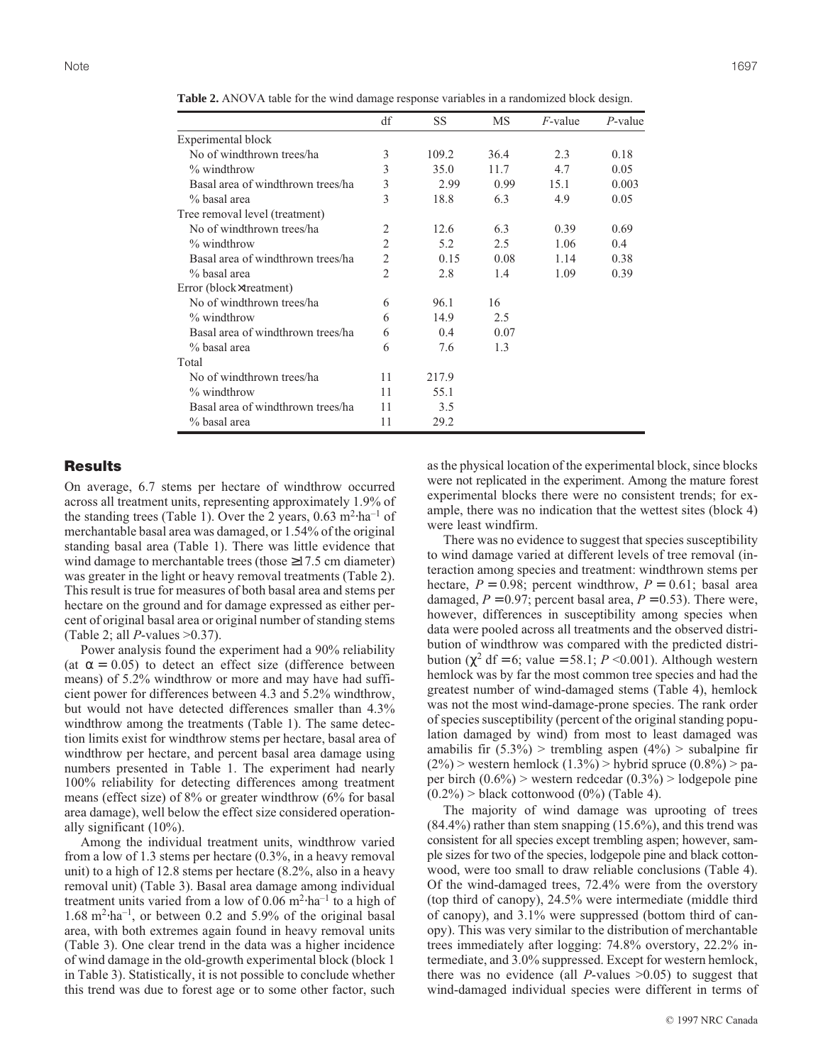**Table 2.** ANOVA table for the wind damage response variables in a randomized block design.

| | df | SS | MS | $F$-value | $P$-value |
|---|---|---|---|---|---|
| Experimental block | | | | | |
| No of windthrown trees/ha | 3 | 109.2 | 36.4 | 2.3 | 0.18 |
| % windthrow | 3 | 35.0 | 11.7 | 4.7 | 0.05 |
| Basal area of windthrown trees/ha | 3 | 2.99 | 0.99 | 15.1 | 0.003 |
| % basal area | 3 | 18.8 | 6.3 | 4.9 | 0.05 |
| Tree removal level (treatment) | | | | | |
| No of windthrown trees/ha | 2 | 12.6 | 6.3 | 0.39 | 0.69 |
| % windthrow | 2 | 5.2 | 2.5 | 1.06 | 0.4 |
| Basal area of windthrown trees/ha | 2 | 0.15 | 0.08 | 1.14 | 0.38 |
| % basal area | 2 | 2.8 | 1.4 | 1.09 | 0.39 |
| Error (block×treatment) | | | | | |
| No of windthrown trees/ha | 6 | 96.1 | 16 | | |
| % windthrow | 6 | 14.9 | 2.5 | | |
| Basal area of windthrown trees/ha | 6 | 0.4 | 0.07 | | |
| % basal area | 6 | 7.6 | 1.3 | | |
| Total | | | | | |
| No of windthrown trees/ha | 11 | 217.9 | | | |
| % windthrow | 11 | 55.1 | | | |
| Basal area of windthrown trees/ha | 11 | 3.5 | | | |
| % basal area | 11 | 29.2 | | | |

## Results

On average, 6.7 stems per hectare of windthrow occurred across all treatment units, representing approximately 1.9% of the standing trees (Table 1). Over the 2 years, 0.63 $m^2 \cdot ha^{-1}$ of merchantable basal area was damaged, or 1.54% of the original standing basal area (Table 1). There was little evidence that wind damage to merchantable trees (those ≥17.5 cm diameter) was greater in the light or heavy removal treatments (Table 2). This result is true for measures of both basal area and stems per hectare on the ground and for damage expressed as either percent of original basal area or original number of standing stems (Table 2; all $P$-values >0.37).

Power analysis found the experiment had a 90% reliability (at $\alpha = 0.05$) to detect an effect size (difference between means) of 5.2% windthrow or more and may have had sufficient power for differences between 4.3 and 5.2% windthrow, but would not have detected differences smaller than 4.3% windthrow among the treatments (Table 1). The same detection limits exist for windthrow stems per hectare, basal area of windthrow per hectare, and percent basal area damage using numbers presented in Table 1. The experiment had nearly 100% reliability for detecting differences among treatment means (effect size) of 8% or greater windthrow (6% for basal area damage), well below the effect size considered operationally significant (10%).

Among the individual treatment units, windthrow varied from a low of 1.3 stems per hectare (0.3%, in a heavy removal unit) to a high of 12.8 stems per hectare (8.2%, also in a heavy removal unit) (Table 3). Basal area damage among individual treatment units varied from a low of 0.06 $m^2 \cdot ha^{-1}$ to a high of 1.68 $m^2 \cdot ha^{-1}$, or between 0.2 and 5.9% of the original basal area, with both extremes again found in heavy removal units (Table 3). One clear trend in the data was a higher incidence of wind damage in the old-growth experimental block (block 1 in Table 3). Statistically, it is not possible to conclude whether this trend was due to forest age or to some other factor, such as the physical location of the experimental block, since blocks were not replicated in the experiment. Among the mature forest experimental blocks there were no consistent trends; for example, there was no indication that the wettest sites (block 4) were least windfirm.

There was no evidence to suggest that species susceptibility to wind damage varied at different levels of tree removal (interaction among species and treatment: windthrown stems per hectare, $P = 0.98$; percent windthrow, $P = 0.61$; basal area damaged, $P = 0.97$; percent basal area, $P = 0.53$). There were, however, differences in susceptibility among species when data were pooled across all treatments and the observed distribution of windthrow was compared with the predicted distribution ($\chi^2$ df = 6; value = 58.1; $P$ <0.001). Although western hemlock was by far the most common tree species and had the greatest number of wind-damaged stems (Table 4), hemlock was not the most wind-damage-prone species. The rank order of species susceptibility (percent of the original standing population damaged by wind) from most to least damaged was amabilis fir (5.3%) > trembling aspen (4%) > subalpine fir (2%) > western hemlock (1.3%) > hybrid spruce (0.8%) > paper birch (0.6%) > western redcedar (0.3%) > lodgepole pine (0.2%) > black cottonwood (0%) (Table 4).

The majority of wind damage was uprooting of trees (84.4%) rather than stem snapping (15.6%), and this trend was consistent for all species except trembling aspen; however, sample sizes for two of the species, lodgepole pine and black cottonwood, were too small to draw reliable conclusions (Table 4). Of the wind-damaged trees, 72.4% were from the overstory (top third of canopy), 24.5% were intermediate (middle third of canopy), and 3.1% were suppressed (bottom third of canopy). This was very similar to the distribution of merchantable trees immediately after logging: 74.8% overstory, 22.2% intermediate, and 3.0% suppressed. Except for western hemlock, there was no evidence (all $P$-values >0.05) to suggest that wind-damaged individual species were different in terms of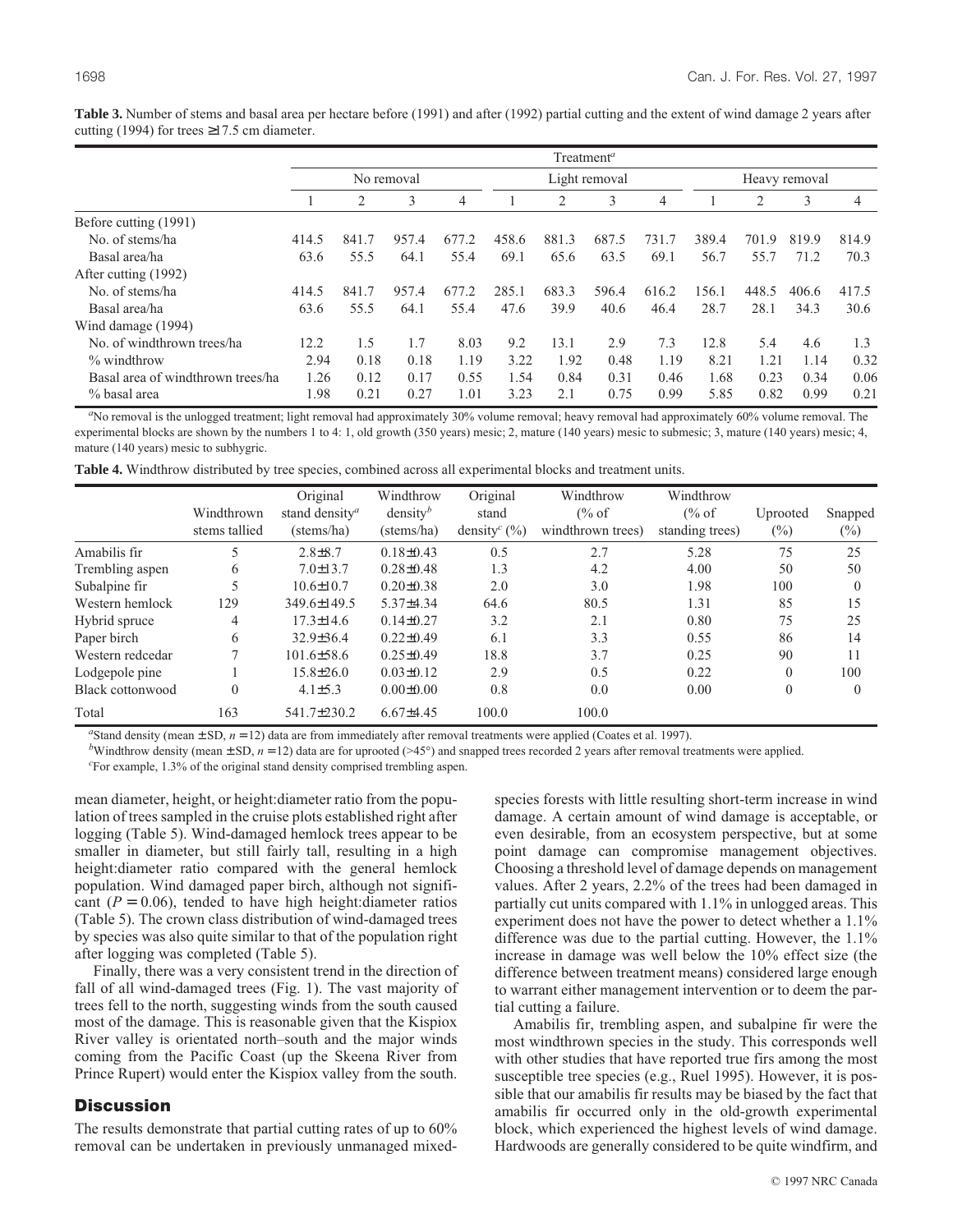**Table 3.** Number of stems and basal area per hectare before (1991) and after (1992) partial cutting and the extent of wind damage 2 years after cutting (1994) for trees ≥17.5 cm diameter.

| | Treatment[a] | | | | | | | | | | | |
|---|---|---|---|---|---|---|---|---|---|---|---|---|
| | No removal | | | | Light removal | | | | Heavy removal | | | |
| | 1 | 2 | 3 | 4 | 1 | 2 | 3 | 4 | 1 | 2 | 3 | 4 |
| Before cutting (1991) | | | | | | | | | | | | |
| No. of stems/ha | 414.5 | 841.7 | 957.4 | 677.2 | 458.6 | 881.3 | 687.5 | 731.7 | 389.4 | 701.9 | 819.9 | 814.9 |
| Basal area/ha | 63.6 | 55.5 | 64.1 | 55.4 | 69.1 | 65.6 | 63.5 | 69.1 | 56.7 | 55.7 | 71.2 | 70.3 |
| After cutting (1992) | | | | | | | | | | | | |
| No. of stems/ha | 414.5 | 841.7 | 957.4 | 677.2 | 285.1 | 683.3 | 596.4 | 616.2 | 156.1 | 448.5 | 406.6 | 417.5 |
| Basal area/ha | 63.6 | 55.5 | 64.1 | 55.4 | 47.6 | 39.9 | 40.6 | 46.4 | 28.7 | 28.1 | 34.3 | 30.6 |
| Wind damage (1994) | | | | | | | | | | | | |
| No. of windthrown trees/ha | 12.2 | 1.5 | 1.7 | 8.03 | 9.2 | 13.1 | 2.9 | 7.3 | 12.8 | 5.4 | 4.6 | 1.3 |
| % windthrow | 2.94 | 0.18 | 0.18 | 1.19 | 3.22 | 1.92 | 0.48 | 1.19 | 8.21 | 1.21 | 1.14 | 0.32 |
| Basal area of windthrown trees/ha | 1.26 | 0.12 | 0.17 | 0.55 | 1.54 | 0.84 | 0.31 | 0.46 | 1.68 | 0.23 | 0.34 | 0.06 |
| % basal area | 1.98 | 0.21 | 0.27 | 1.01 | 3.23 | 2.1 | 0.75 | 0.99 | 5.85 | 0.82 | 0.99 | 0.21 |

[a]No removal is the unlogged treatment; light removal had approximately 30% volume removal; heavy removal had approximately 60% volume removal. The experimental blocks are shown by the numbers 1 to 4: 1, old growth (350 years) mesic; 2, mature (140 years) mesic to submesic; 3, mature (140 years) mesic; 4, mature (140 years) mesic to subhygric.

**Table 4.** Windthrow distributed by tree species, combined across all experimental blocks and treatment units.

| | Windthrown stems tallied | Original stand density[a] (stems/ha) | Windthrow density[b] (stems/ha) | Original stand density[c] (%) | Windthrow (% of windthrown trees) | Windthrow (% of standing trees) | Uprooted (%) | Snapped (%) |
|---|---|---|---|---|---|---|---|---|
| Amabilis fir | 5 | 2.8±8.7 | 0.18±0.43 | 0.5 | 2.7 | 5.28 | 75 | 25 |
| Trembling aspen | 6 | 7.0±13.7 | 0.28±0.48 | 1.3 | 4.2 | 4.00 | 50 | 50 |
| Subalpine fir | 5 | 10.6±10.7 | 0.20±0.38 | 2.0 | 3.0 | 1.98 | 100 | 0 |
| Western hemlock | 129 | 349.6±149.5 | 5.37±4.34 | 64.6 | 80.5 | 1.31 | 85 | 15 |
| Hybrid spruce | 4 | 17.3±14.6 | 0.14±0.27 | 3.2 | 2.1 | 0.80 | 75 | 25 |
| Paper birch | 6 | 32.9±36.4 | 0.22±0.49 | 6.1 | 3.3 | 0.55 | 86 | 14 |
| Western redcedar | 7 | 101.6±58.6 | 0.25±0.49 | 18.8 | 3.7 | 0.25 | 90 | 11 |
| Lodgepole pine | 1 | 15.8±26.0 | 0.03±0.12 | 2.9 | 0.5 | 0.22 | 0 | 100 |
| Black cottonwood | 0 | 4.1±5.3 | 0.00±0.00 | 0.8 | 0.0 | 0.00 | 0 | 0 |
| Total | 163 | 541.7±230.2 | 6.67±4.45 | 100.0 | 100.0 | | | |

[a]Stand density (mean ± SD, $n = 12$) data are from immediately after removal treatments were applied (Coates et al. 1997).

[b]Windthrow density (mean ± SD, $n = 12$) data are for uprooted (>45°) and snapped trees recorded 2 years after removal treatments were applied.

[c]For example, 1.3% of the original stand density comprised trembling aspen.

mean diameter, height, or height:diameter ratio from the population of trees sampled in the cruise plots established right after logging (Table 5). Wind-damaged hemlock trees appear to be smaller in diameter, but still fairly tall, resulting in a high height:diameter ratio compared with the general hemlock population. Wind damaged paper birch, although not significant ($P = 0.06$), tended to have high height:diameter ratios (Table 5). The crown class distribution of wind-damaged trees by species was also quite similar to that of the population right after logging was completed (Table 5).

Finally, there was a very consistent trend in the direction of fall of all wind-damaged trees (Fig. 1). The vast majority of trees fell to the north, suggesting winds from the south caused most of the damage. This is reasonable given that the Kispiox River valley is orientated north–south and the major winds coming from the Pacific Coast (up the Skeena River from Prince Rupert) would enter the Kispiox valley from the south.

## Discussion

The results demonstrate that partial cutting rates of up to 60% removal can be undertaken in previously unmanaged mixed-species forests with little resulting short-term increase in wind damage. A certain amount of wind damage is acceptable, or even desirable, from an ecosystem perspective, but at some point damage can compromise management objectives. Choosing a threshold level of damage depends on management values. After 2 years, 2.2% of the trees had been damaged in partially cut units compared with 1.1% in unlogged areas. This experiment does not have the power to detect whether a 1.1% difference was due to the partial cutting. However, the 1.1% increase in damage was well below the 10% effect size (the difference between treatment means) considered large enough to warrant either management intervention or to deem the partial cutting a failure.

Amabilis fir, trembling aspen, and subalpine fir were the most windthrown species in the study. This corresponds well with other studies that have reported true firs among the most susceptible tree species (e.g., Ruel 1995). However, it is possible that our amabilis fir results may be biased by the fact that amabilis fir occurred only in the old-growth experimental block, which experienced the highest levels of wind damage. Hardwoods are generally considered to be quite windfirm, and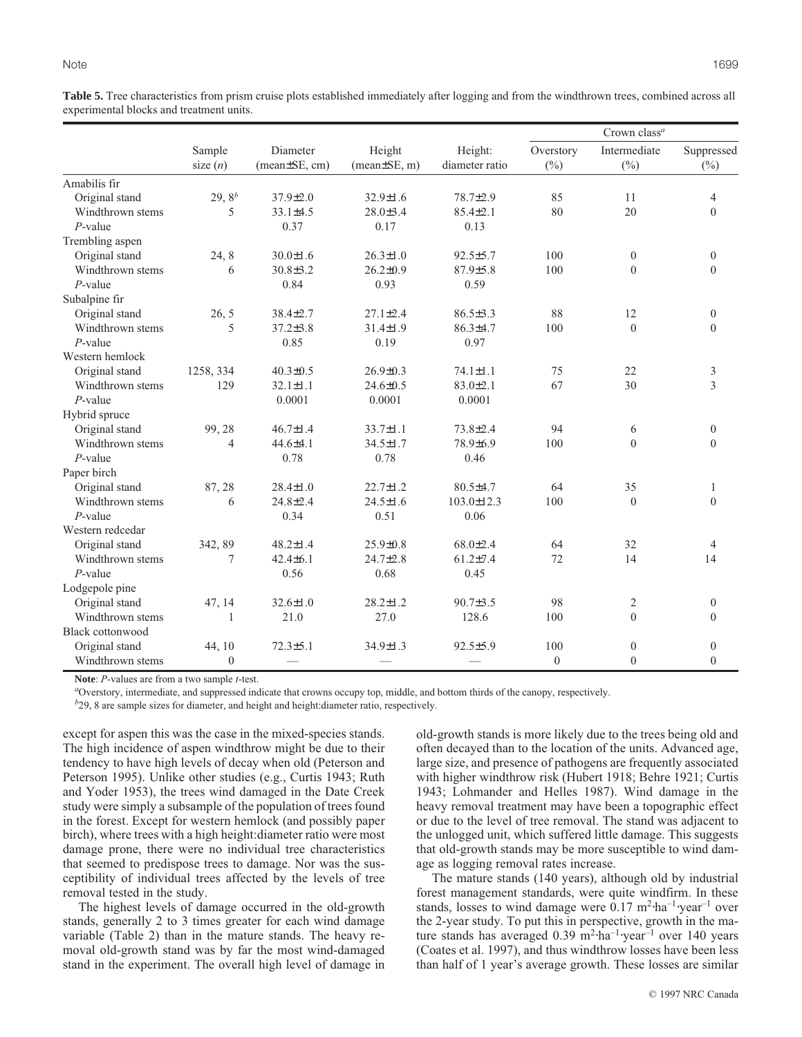**Table 5.** Tree characteristics from prism cruise plots established immediately after logging and from the windthrown trees, combined across all experimental blocks and treatment units.

| | Sample size ($n$) | Diameter (mean±SE, cm) | Height (mean±SE, m) | Height: diameter ratio | Crown class[a] Overstory (%) | Intermediate (%) | Suppressed (%) |
|---|---|---|---|---|---|---|---|
| Amabilis fir | | | | | | | |
| Original stand | 29, 8[b] | 37.9±2.0 | 32.9±1.6 | 78.7±2.9 | 85 | 11 | 4 |
| Windthrown stems | 5 | 33.1±4.5 | 28.0±3.4 | 85.4±2.1 | 80 | 20 | 0 |
| $P$-value | | 0.37 | 0.17 | 0.13 | | | |
| Trembling aspen | | | | | | | |
| Original stand | 24, 8 | 30.0±1.6 | 26.3±1.0 | 92.5±5.7 | 100 | 0 | 0 |
| Windthrown stems | 6 | 30.8±3.2 | 26.2±0.9 | 87.9±5.8 | 100 | 0 | 0 |
| $P$-value | | 0.84 | 0.93 | 0.59 | | | |
| Subalpine fir | | | | | | | |
| Original stand | 26, 5 | 38.4±2.7 | 27.1±2.4 | 86.5±3.3 | 88 | 12 | 0 |
| Windthrown stems | 5 | 37.2±3.8 | 31.4±1.9 | 86.3±4.7 | 100 | 0 | 0 |
| $P$-value | | 0.85 | 0.19 | 0.97 | | | |
| Western hemlock | | | | | | | |
| Original stand | 1258, 334 | 40.3±0.5 | 26.9±0.3 | 74.1±1.1 | 75 | 22 | 3 |
| Windthrown stems | 129 | 32.1±1.1 | 24.6±0.5 | 83.0±2.1 | 67 | 30 | 3 |
| $P$-value | | 0.0001 | 0.0001 | 0.0001 | | | |
| Hybrid spruce | | | | | | | |
| Original stand | 99, 28 | 46.7±1.4 | 33.7±1.1 | 73.8±2.4 | 94 | 6 | 0 |
| Windthrown stems | 4 | 44.6±4.1 | 34.5±1.7 | 78.9±6.9 | 100 | 0 | 0 |
| $P$-value | | 0.78 | 0.78 | 0.46 | | | |
| Paper birch | | | | | | | |
| Original stand | 87, 28 | 28.4±1.0 | 22.7±1.2 | 80.5±4.7 | 64 | 35 | 1 |
| Windthrown stems | 6 | 24.8±2.4 | 24.5±1.6 | 103.0±12.3 | 100 | 0 | 0 |
| $P$-value | | 0.34 | 0.51 | 0.06 | | | |
| Western redcedar | | | | | | | |
| Original stand | 342, 89 | 48.2±1.4 | 25.9±0.8 | 68.0±2.4 | 64 | 32 | 4 |
| Windthrown stems | 7 | 42.4±6.1 | 24.7±2.8 | 61.2±7.4 | 72 | 14 | 14 |
| $P$-value | | 0.56 | 0.68 | 0.45 | | | |
| Lodgepole pine | | | | | | | |
| Original stand | 47, 14 | 32.6±1.0 | 28.2±1.2 | 90.7±3.5 | 98 | 2 | 0 |
| Windthrown stems | 1 | 21.0 | 27.0 | 128.6 | 100 | 0 | 0 |
| Black cottonwood | | | | | | | |
| Original stand | 44, 10 | 72.3±5.1 | 34.9±1.3 | 92.5±5.9 | 100 | 0 | 0 |
| Windthrown stems | 0 | — | — | — | 0 | 0 | 0 |

**Note**: $P$-values are from a two sample $t$-test.

[a]Overstory, intermediate, and suppressed indicate that crowns occupy top, middle, and bottom thirds of the canopy, respectively.

[b]29, 8 are sample sizes for diameter, and height and height:diameter ratio, respectively.

except for aspen this was the case in the mixed-species stands. The high incidence of aspen windthrow might be due to their tendency to have high levels of decay when old (Peterson and Peterson 1995). Unlike other studies (e.g., Curtis 1943; Ruth and Yoder 1953), the trees wind damaged in the Date Creek study were simply a subsample of the population of trees found in the forest. Except for western hemlock (and possibly paper birch), where trees with a high height:diameter ratio were most damage prone, there were no individual tree characteristics that seemed to predispose trees to damage. Nor was the susceptibility of individual trees affected by the levels of tree removal tested in the study.

The highest levels of damage occurred in the old-growth stands, generally 2 to 3 times greater for each wind damage variable (Table 2) than in the mature stands. The heavy removal old-growth stand was by far the most wind-damaged stand in the experiment. The overall high level of damage in old-growth stands is more likely due to the trees being old and often decayed than to the location of the units. Advanced age, large size, and presence of pathogens are frequently associated with higher windthrow risk (Hubert 1918; Behre 1921; Curtis 1943; Lohmander and Helles 1987). Wind damage in the heavy removal treatment may have been a topographic effect or due to the level of tree removal. The stand was adjacent to the unlogged unit, which suffered little damage. This suggests that old-growth stands may be more susceptible to wind damage as logging removal rates increase.

The mature stands (140 years), although old by industrial forest management standards, were quite windfirm. In these stands, losses to wind damage were 0.17 $m^2 \cdot ha^{-1} \cdot year^{-1}$ over the 2-year study. To put this in perspective, growth in the mature stands has averaged 0.39 $m^2 \cdot ha^{-1} \cdot year^{-1}$ over 140 years (Coates et al. 1997), and thus windthrow losses have been less than half of 1 year's average growth. These losses are similar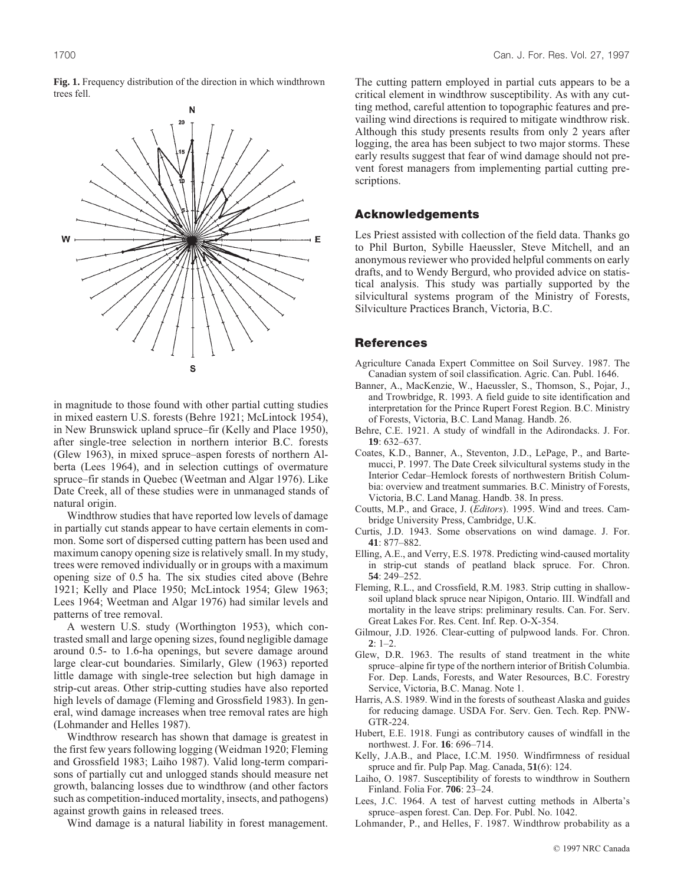**Fig. 1.** Frequency distribution of the direction in which windthrown trees fell.

in magnitude to those found with other partial cutting studies in mixed eastern U.S. forests (Behre 1921; McLintock 1954), in New Brunswick upland spruce–fir (Kelly and Place 1950), after single-tree selection in northern interior B.C. forests (Glew 1963), in mixed spruce–aspen forests of northern Alberta (Lees 1964), and in selection cuttings of overmature spruce–fir stands in Quebec (Weetman and Algar 1976). Like Date Creek, all of these studies were in unmanaged stands of natural origin.

Windthrow studies that have reported low levels of damage in partially cut stands appear to have certain elements in common. Some sort of dispersed cutting pattern has been used and maximum canopy opening size is relatively small. In my study, trees were removed individually or in groups with a maximum opening size of 0.5 ha. The six studies cited above (Behre 1921; Kelly and Place 1950; McLintock 1954; Glew 1963; Lees 1964; Weetman and Algar 1976) had similar levels and patterns of tree removal.

A western U.S. study (Worthington 1953), which contrasted small and large opening sizes, found negligible damage around 0.5- to 1.6-ha openings, but severe damage around large clear-cut boundaries. Similarly, Glew (1963) reported little damage with single-tree selection but high damage in strip-cut areas. Other strip-cutting studies have also reported high levels of damage (Fleming and Grossfield 1983). In general, wind damage increases when tree removal rates are high (Lohmander and Helles 1987).

Windthrow research has shown that damage is greatest in the first few years following logging (Weidman 1920; Fleming and Grossfield 1983; Laiho 1987). Valid long-term comparisons of partially cut and unlogged stands should measure net growth, balancing losses due to windthrow (and other factors such as competition-induced mortality, insects, and pathogens) against growth gains in released trees.

Wind damage is a natural liability in forest management. The cutting pattern employed in partial cuts appears to be a critical element in windthrow susceptibility. As with any cutting method, careful attention to topographic features and prevailing wind directions is required to mitigate windthrow risk. Although this study presents results from only 2 years after logging, the area has been subject to two major storms. These early results suggest that fear of wind damage should not prevent forest managers from implementing partial cutting prescriptions.

## Acknowledgements

Les Priest assisted with collection of the field data. Thanks go to Phil Burton, Sybille Haeussler, Steve Mitchell, and an anonymous reviewer who provided helpful comments on early drafts, and to Wendy Bergurd, who provided advice on statistical analysis. This study was partially supported by the silvicultural systems program of the Ministry of Forests, Silviculture Practices Branch, Victoria, B.C.

## References

Agriculture Canada Expert Committee on Soil Survey. 1987. The Canadian system of soil classification. Agric. Can. Publ. 1646.

Banner, A., MacKenzie, W., Haeussler, S., Thomson, S., Pojar, J., and Trowbridge, R. 1993. A field guide to site identification and interpretation for the Prince Rupert Forest Region. B.C. Ministry of Forests, Victoria, B.C. Land Manag. Handb. 26.

Behre, C.E. 1921. A study of windfall in the Adirondacks. J. For. **19**: 632–637.

Coates, K.D., Banner, A., Steventon, J.D., LePage, P., and Bartemucci, P. 1997. The Date Creek silvicultural systems study in the Interior Cedar–Hemlock forests of northwestern British Columbia: overview and treatment summaries. B.C. Ministry of Forests, Victoria, B.C. Land Manag. Handb. 38. In press.

Coutts, M.P., and Grace, J. (*Editors*). 1995. Wind and trees. Cambridge University Press, Cambridge, U.K.

Curtis, J.D. 1943. Some observations on wind damage. J. For. **41**: 877–882.

Elling, A.E., and Verry, E.S. 1978. Predicting wind-caused mortality in strip-cut stands of peatland black spruce. For. Chron. **54**: 249–252.

Fleming, R.L., and Crossfield, R.M. 1983. Strip cutting in shallow-soil upland black spruce near Nipigon, Ontario. III. Windfall and mortality in the leave strips: preliminary results. Can. For. Serv. Great Lakes For. Res. Cent. Inf. Rep. O-X-354.

Gilmour, J.D. 1926. Clear-cutting of pulpwood lands. For. Chron. **2**: 1–2.

Glew, D.R. 1963. The results of stand treatment in the white spruce–alpine fir type of the northern interior of British Columbia. For. Dep. Lands, Forests, and Water Resources, B.C. Forestry Service, Victoria, B.C. Manag. Note 1.

Harris, A.S. 1989. Wind in the forests of southeast Alaska and guides for reducing damage. USDA For. Serv. Gen. Tech. Rep. PNW-GTR-224.

Hubert, E.E. 1918. Fungi as contributory causes of windfall in the northwest. J. For. **16**: 696–714.

Kelly, J.A.B., and Place, I.C.M. 1950. Windfirmness of residual spruce and fir. Pulp Pap. Mag. Canada, **51**(6): 124.

Laiho, O. 1987. Susceptibility of forests to windthrow in Southern Finland. Folia For. **706**: 23–24.

Lees, J.C. 1964. A test of harvest cutting methods in Alberta's spruce–aspen forest. Can. Dep. For. Publ. No. 1042.

Lohmander, P., and Helles, F. 1987. Windthrow probability as a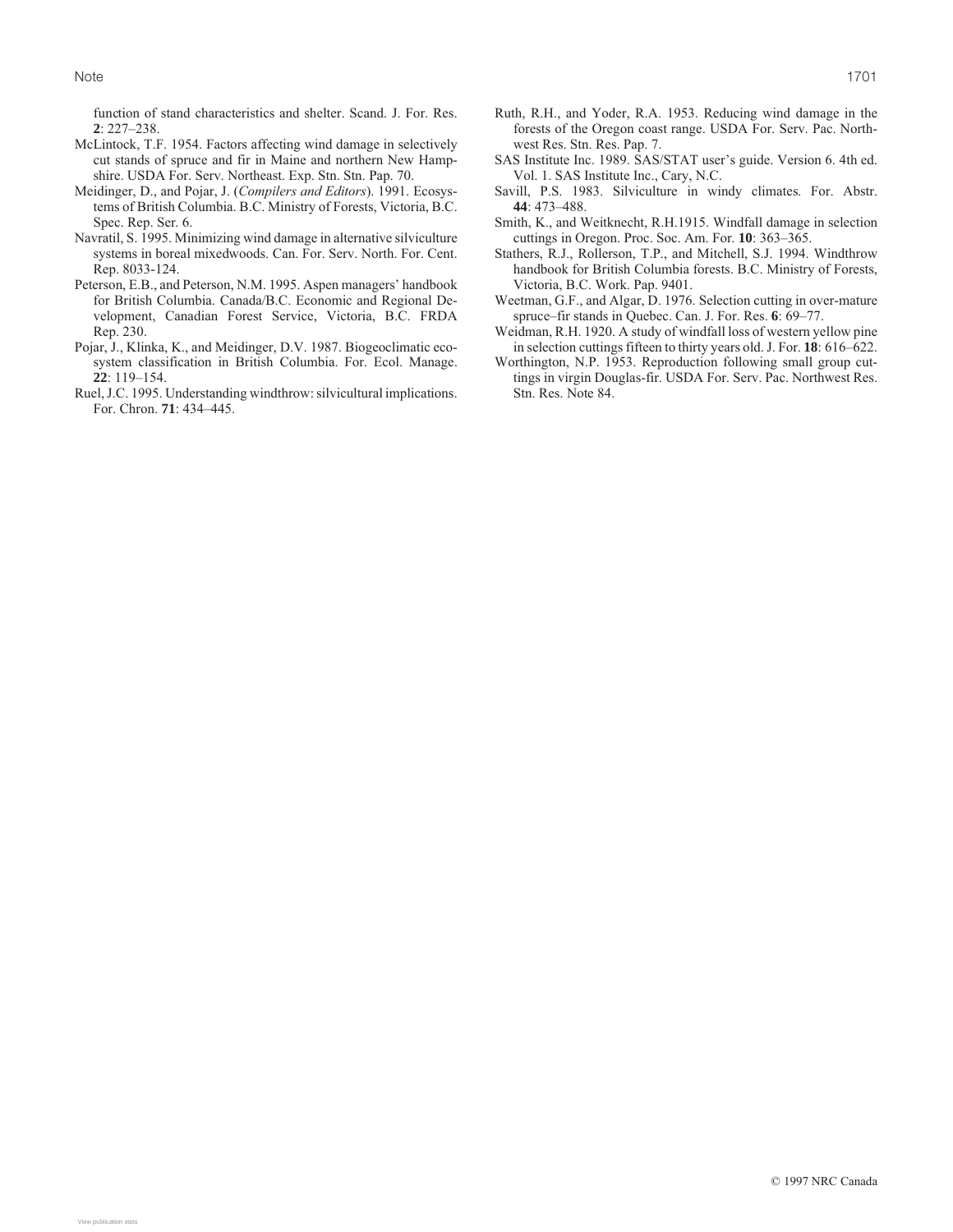function of stand characteristics and shelter. Scand. J. For. Res. **2**: 227–238.

McLintock, T.F. 1954. Factors affecting wind damage in selectively cut stands of spruce and fir in Maine and northern New Hampshire. USDA For. Serv. Northeast. Exp. Stn. Stn. Pap. 70.

Meidinger, D., and Pojar, J. (*Compilers and Editors*). 1991. Ecosystems of British Columbia. B.C. Ministry of Forests, Victoria, B.C. Spec. Rep. Ser. 6.

Navratil, S. 1995. Minimizing wind damage in alternative silviculture systems in boreal mixedwoods. Can. For. Serv. North. For. Cent. Rep. 8033-124.

Peterson, E.B., and Peterson, N.M. 1995. Aspen managers' handbook for British Columbia. Canada/B.C. Economic and Regional Development, Canadian Forest Service, Victoria, B.C. FRDA Rep. 230.

Pojar, J., Klinka, K., and Meidinger, D.V. 1987. Biogeoclimatic ecosystem classification in British Columbia. For. Ecol. Manage. **22**: 119–154.

Ruel, J.C. 1995. Understanding windthrow: silvicultural implications. For. Chron. **71**: 434–445.

Ruth, R.H., and Yoder, R.A. 1953. Reducing wind damage in the forests of the Oregon coast range. USDA For. Serv. Pac. Northwest Res. Stn. Res. Pap. 7.

SAS Institute Inc. 1989. SAS/STAT user's guide. Version 6. 4th ed. Vol. 1. SAS Institute Inc., Cary, N.C.

Savill, P.S. 1983. Silviculture in windy climates. For. Abstr. **44**: 473–488.

Smith, K., and Weitknecht, R.H.1915. Windfall damage in selection cuttings in Oregon. Proc. Soc. Am. For. **10**: 363–365.

Stathers, R.J., Rollerson, T.P., and Mitchell, S.J. 1994. Windthrow handbook for British Columbia forests. B.C. Ministry of Forests, Victoria, B.C. Work. Pap. 9401.

Weetman, G.F., and Algar, D. 1976. Selection cutting in over-mature spruce–fir stands in Quebec. Can. J. For. Res. **6**: 69–77.

Weidman, R.H. 1920. A study of windfall loss of western yellow pine in selection cuttings fifteen to thirty years old. J. For. **18**: 616–622.

Worthington, N.P. 1953. Reproduction following small group cuttings in virgin Douglas-fir. USDA For. Serv. Pac. Northwest Res. Stn. Res. Note 84.